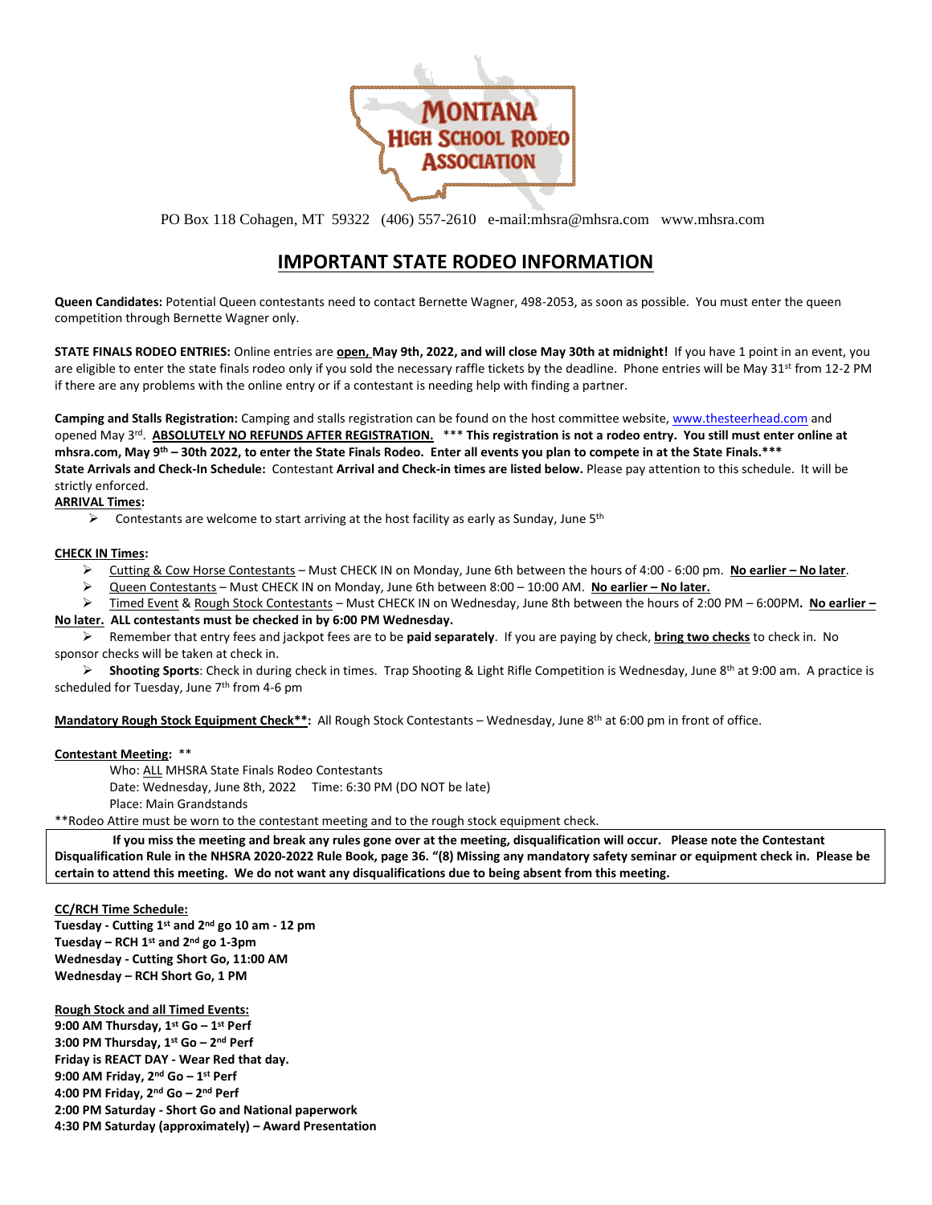PO Box 118 Cohagen, MT 59322 (406) 557-2610 e-mail:mhsra@mhsra.com www.mhsra.com

# IMPORTANT STATE RODEO INFORMATION

**Queen Candidates:** Potential Queen contestants need to contact Bernette Wagner, 498-2053, as soon as possible. You must enter the queen competition through Bernette Wagner only.

**STATE FINALS RODEO ENTRIES:** Online entries are **open, May 9th, 2022, and will close May 30th at midnight!** If you have 1 point in an event, you are eligible to enter the state finals rodeo only if you sold the necessary raffle tickets by the deadline. Phone entries will be May 31st from 12-2 PM if there are any problems with the online entry or if a contestant is needing help with finding a partner.

**Camping and Stalls Registration:** Camping and stalls registration can be found on the host committee website, www.thesteerhead.com and opened May 3rd. **ABSOLUTELY NO REFUNDS AFTER REGISTRATION.** *** **This registration is not a rodeo entry. You still must enter online at mhsra.com, May 9th – 30th 2022, to enter the State Finals Rodeo. Enter all events you plan to compete in at the State Finals.*****

**State Arrivals and Check-In Schedule:** Contestant **Arrival and Check-in times are listed below.** Please pay attention to this schedule. It will be strictly enforced.

**ARRIVAL Times:**

- Contestants are welcome to start arriving at the host facility as early as Sunday, June 5th

**CHECK IN Times:**

- Cutting & Cow Horse Contestants – Must CHECK IN on Monday, June 6th between the hours of 4:00 - 6:00 pm. **No earlier – No later**.
- Queen Contestants – Must CHECK IN on Monday, June 6th between 8:00 – 10:00 AM. **No earlier – No later.**
- Timed Event & Rough Stock Contestants – Must CHECK IN on Wednesday, June 8th between the hours of 2:00 PM – 6:00PM**. No earlier – No later. ALL contestants must be checked in by 6:00 PM Wednesday.**
- Remember that entry fees and jackpot fees are to be **paid separately**. If you are paying by check, **bring two checks** to check in. No sponsor checks will be taken at check in.
- **Shooting Sports**: Check in during check in times. Trap Shooting & Light Rifle Competition is Wednesday, June 8th at 9:00 am. A practice is scheduled for Tuesday, June 7th from 4-6 pm

**Mandatory Rough Stock Equipment Check**:** All Rough Stock Contestants – Wednesday, June 8th at 6:00 pm in front of office.

**Contestant Meeting:** **

Who: ALL MHSRA State Finals Rodeo Contestants
Date: Wednesday, June 8th, 2022 Time: 6:30 PM (DO NOT be late)
Place: Main Grandstands

**Rodeo Attire must be worn to the contestant meeting and to the rough stock equipment check.

**If you miss the meeting and break any rules gone over at the meeting, disqualification will occur. Please note the Contestant Disqualification Rule in the NHSRA 2020-2022 Rule Book, page 36. "(8) Missing any mandatory safety seminar or equipment check in. Please be certain to attend this meeting. We do not want any disqualifications due to being absent from this meeting.**

**CC/RCH Time Schedule:**

**Tuesday - Cutting 1st and 2nd go 10 am - 12 pm**
**Tuesday – RCH 1st and 2nd go 1-3pm**
**Wednesday - Cutting Short Go, 11:00 AM**
**Wednesday – RCH Short Go, 1 PM**

**Rough Stock and all Timed Events:**

**9:00 AM Thursday, 1st Go – 1st Perf**
**3:00 PM Thursday, 1st Go – 2nd Perf**
**Friday is REACT DAY - Wear Red that day.**
**9:00 AM Friday, 2nd Go – 1st Perf**
**4:00 PM Friday, 2nd Go – 2nd Perf**
**2:00 PM Saturday - Short Go and National paperwork**
**4:30 PM Saturday (approximately) – Award Presentation**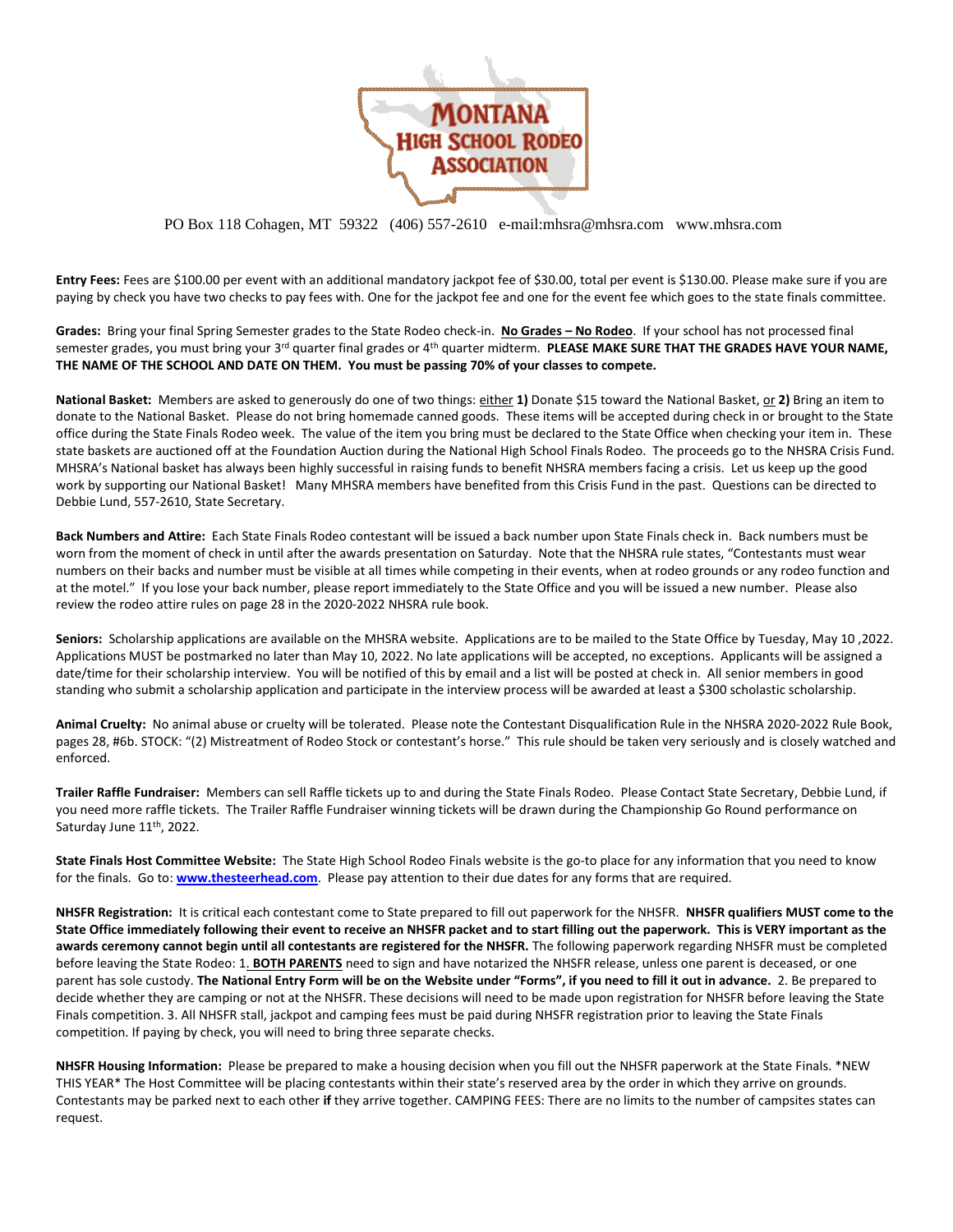# MONTANA HIGH SCHOOL RODEO ASSOCIATION

PO Box 118 Cohagen, MT 59322 (406) 557-2610 e-mail:mhsra@mhsra.com www.mhsra.com

**Entry Fees:** Fees are $100.00 per event with an additional mandatory jackpot fee of $30.00, total per event is $130.00. Please make sure if you are paying by check you have two checks to pay fees with. One for the jackpot fee and one for the event fee which goes to the state finals committee.

**Grades:** Bring your final Spring Semester grades to the State Rodeo check-in. **No Grades – No Rodeo**. If your school has not processed final semester grades, you must bring your 3rd quarter final grades or 4th quarter midterm. **PLEASE MAKE SURE THAT THE GRADES HAVE YOUR NAME, THE NAME OF THE SCHOOL AND DATE ON THEM. You must be passing 70% of your classes to compete.**

**National Basket:** Members are asked to generously do one of two things: either **1)** Donate $15 toward the National Basket, or **2)** Bring an item to donate to the National Basket. Please do not bring homemade canned goods. These items will be accepted during check in or brought to the State office during the State Finals Rodeo week. The value of the item you bring must be declared to the State Office when checking your item in. These state baskets are auctioned off at the Foundation Auction during the National High School Finals Rodeo. The proceeds go to the NHSRA Crisis Fund. MHSRA's National basket has always been highly successful in raising funds to benefit NHSRA members facing a crisis. Let us keep up the good work by supporting our National Basket! Many MHSRA members have benefited from this Crisis Fund in the past. Questions can be directed to Debbie Lund, 557-2610, State Secretary.

**Back Numbers and Attire:** Each State Finals Rodeo contestant will be issued a back number upon State Finals check in. Back numbers must be worn from the moment of check in until after the awards presentation on Saturday. Note that the NHSRA rule states, "Contestants must wear numbers on their backs and number must be visible at all times while competing in their events, when at rodeo grounds or any rodeo function and at the motel." If you lose your back number, please report immediately to the State Office and you will be issued a new number. Please also review the rodeo attire rules on page 28 in the 2020-2022 NHSRA rule book.

**Seniors:** Scholarship applications are available on the MHSRA website. Applications are to be mailed to the State Office by Tuesday, May 10 ,2022. Applications MUST be postmarked no later than May 10, 2022. No late applications will be accepted, no exceptions. Applicants will be assigned a date/time for their scholarship interview. You will be notified of this by email and a list will be posted at check in. All senior members in good standing who submit a scholarship application and participate in the interview process will be awarded at least a $300 scholastic scholarship.

**Animal Cruelty:** No animal abuse or cruelty will be tolerated. Please note the Contestant Disqualification Rule in the NHSRA 2020-2022 Rule Book, pages 28, #6b. STOCK: "(2) Mistreatment of Rodeo Stock or contestant's horse." This rule should be taken very seriously and is closely watched and enforced.

**Trailer Raffle Fundraiser:** Members can sell Raffle tickets up to and during the State Finals Rodeo. Please Contact State Secretary, Debbie Lund, if you need more raffle tickets. The Trailer Raffle Fundraiser winning tickets will be drawn during the Championship Go Round performance on Saturday June 11th, 2022.

**State Finals Host Committee Website:** The State High School Rodeo Finals website is the go-to place for any information that you need to know for the finals. Go to: **www.thesteerhead.com**. Please pay attention to their due dates for any forms that are required.

**NHSFR Registration:** It is critical each contestant come to State prepared to fill out paperwork for the NHSFR. **NHSFR qualifiers MUST come to the State Office immediately following their event to receive an NHSFR packet and to start filling out the paperwork. This is VERY important as the awards ceremony cannot begin until all contestants are registered for the NHSFR.** The following paperwork regarding NHSFR must be completed before leaving the State Rodeo: 1. **BOTH PARENTS** need to sign and have notarized the NHSFR release, unless one parent is deceased, or one parent has sole custody. **The National Entry Form will be on the Website under "Forms", if you need to fill it out in advance.** 2. Be prepared to decide whether they are camping or not at the NHSFR. These decisions will need to be made upon registration for NHSFR before leaving the State Finals competition. 3. All NHSFR stall, jackpot and camping fees must be paid during NHSFR registration prior to leaving the State Finals competition. If paying by check, you will need to bring three separate checks.

**NHSFR Housing Information:** Please be prepared to make a housing decision when you fill out the NHSFR paperwork at the State Finals. *NEW THIS YEAR* The Host Committee will be placing contestants within their state's reserved area by the order in which they arrive on grounds. Contestants may be parked next to each other **if** they arrive together. CAMPING FEES: There are no limits to the number of campsites states can request.